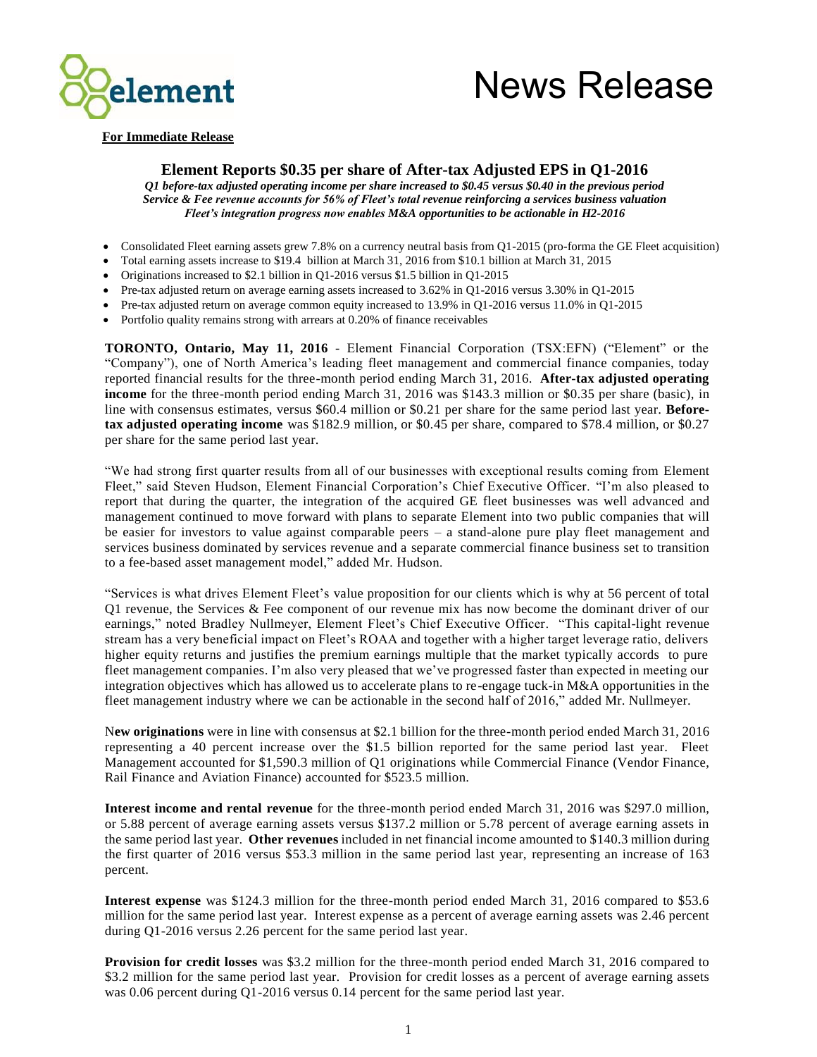element

# News Release

**For Immediate Release**

## Element Reports $0.35 per share of After-tax Adjusted EPS in Q1-2016

***Q1 before-tax adjusted operating income per share increased to $0.45 versus $0.40 in the previous period***
***Service & Fee revenue accounts for 56% of Fleet's total revenue reinforcing a services business valuation***
***Fleet's integration progress now enables M&A opportunities to be actionable in H2-2016***

- Consolidated Fleet earning assets grew 7.8% on a currency neutral basis from Q1-2015 (pro-forma the GE Fleet acquisition)
- Total earning assets increase to $19.4 billion at March 31, 2016 from $10.1 billion at March 31, 2015
- Originations increased to $2.1 billion in Q1-2016 versus $1.5 billion in Q1-2015
- Pre-tax adjusted return on average earning assets increased to 3.62% in Q1-2016 versus 3.30% in Q1-2015
- Pre-tax adjusted return on average common equity increased to 13.9% in Q1-2016 versus 11.0% in Q1-2015
- Portfolio quality remains strong with arrears at 0.20% of finance receivables

**TORONTO, Ontario, May 11, 2016** - Element Financial Corporation (TSX:EFN) ("Element" or the "Company"), one of North America's leading fleet management and commercial finance companies, today reported financial results for the three-month period ending March 31, 2016. **After-tax adjusted operating income** for the three-month period ending March 31, 2016 was $143.3 million or $0.35 per share (basic), in line with consensus estimates, versus $60.4 million or $0.21 per share for the same period last year. **Before-tax adjusted operating income** was $182.9 million, or $0.45 per share, compared to $78.4 million, or $0.27 per share for the same period last year.

"We had strong first quarter results from all of our businesses with exceptional results coming from Element Fleet," said Steven Hudson, Element Financial Corporation's Chief Executive Officer. "I'm also pleased to report that during the quarter, the integration of the acquired GE fleet businesses was well advanced and management continued to move forward with plans to separate Element into two public companies that will be easier for investors to value against comparable peers – a stand-alone pure play fleet management and services business dominated by services revenue and a separate commercial finance business set to transition to a fee-based asset management model," added Mr. Hudson.

"Services is what drives Element Fleet's value proposition for our clients which is why at 56 percent of total Q1 revenue, the Services & Fee component of our revenue mix has now become the dominant driver of our earnings," noted Bradley Nullmeyer, Element Fleet's Chief Executive Officer. "This capital-light revenue stream has a very beneficial impact on Fleet's ROAA and together with a higher target leverage ratio, delivers higher equity returns and justifies the premium earnings multiple that the market typically accords to pure fleet management companies. I'm also very pleased that we've progressed faster than expected in meeting our integration objectives which has allowed us to accelerate plans to re-engage tuck-in M&A opportunities in the fleet management industry where we can be actionable in the second half of 2016," added Mr. Nullmeyer.

N**ew originations** were in line with consensus at $2.1 billion for the three-month period ended March 31, 2016 representing a 40 percent increase over the $1.5 billion reported for the same period last year. Fleet Management accounted for $1,590.3 million of Q1 originations while Commercial Finance (Vendor Finance, Rail Finance and Aviation Finance) accounted for $523.5 million.

**Interest income and rental revenue** for the three-month period ended March 31, 2016 was $297.0 million, or 5.88 percent of average earning assets versus $137.2 million or 5.78 percent of average earning assets in the same period last year. **Other revenues** included in net financial income amounted to $140.3 million during the first quarter of 2016 versus $53.3 million in the same period last year, representing an increase of 163 percent.

**Interest expense** was $124.3 million for the three-month period ended March 31, 2016 compared to $53.6 million for the same period last year. Interest expense as a percent of average earning assets was 2.46 percent during Q1-2016 versus 2.26 percent for the same period last year.

**Provision for credit losses** was $3.2 million for the three-month period ended March 31, 2016 compared to $3.2 million for the same period last year. Provision for credit losses as a percent of average earning assets was 0.06 percent during Q1-2016 versus 0.14 percent for the same period last year.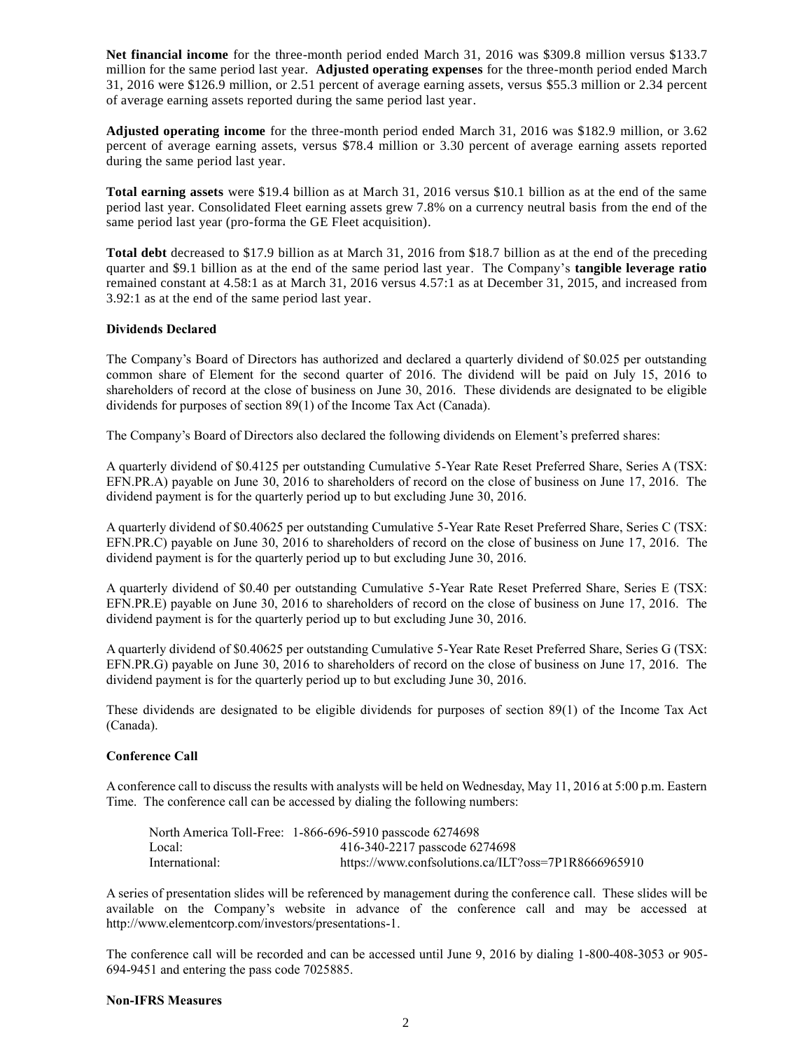**Net financial income** for the three-month period ended March 31, 2016 was $309.8 million versus $133.7 million for the same period last year. **Adjusted operating expenses** for the three-month period ended March 31, 2016 were $126.9 million, or 2.51 percent of average earning assets, versus $55.3 million or 2.34 percent of average earning assets reported during the same period last year.

**Adjusted operating income** for the three-month period ended March 31, 2016 was $182.9 million, or 3.62 percent of average earning assets, versus $78.4 million or 3.30 percent of average earning assets reported during the same period last year.

**Total earning assets** were $19.4 billion as at March 31, 2016 versus $10.1 billion as at the end of the same period last year. Consolidated Fleet earning assets grew 7.8% on a currency neutral basis from the end of the same period last year (pro-forma the GE Fleet acquisition).

**Total debt** decreased to $17.9 billion as at March 31, 2016 from $18.7 billion as at the end of the preceding quarter and $9.1 billion as at the end of the same period last year. The Company's **tangible leverage ratio** remained constant at 4.58:1 as at March 31, 2016 versus 4.57:1 as at December 31, 2015, and increased from 3.92:1 as at the end of the same period last year.

**Dividends Declared**

The Company's Board of Directors has authorized and declared a quarterly dividend of $0.025 per outstanding common share of Element for the second quarter of 2016. The dividend will be paid on July 15, 2016 to shareholders of record at the close of business on June 30, 2016. These dividends are designated to be eligible dividends for purposes of section 89(1) of the Income Tax Act (Canada).

The Company's Board of Directors also declared the following dividends on Element's preferred shares:

A quarterly dividend of $0.4125 per outstanding Cumulative 5-Year Rate Reset Preferred Share, Series A (TSX: EFN.PR.A) payable on June 30, 2016 to shareholders of record on the close of business on June 17, 2016. The dividend payment is for the quarterly period up to but excluding June 30, 2016.

A quarterly dividend of $0.40625 per outstanding Cumulative 5-Year Rate Reset Preferred Share, Series C (TSX: EFN.PR.C) payable on June 30, 2016 to shareholders of record on the close of business on June 17, 2016. The dividend payment is for the quarterly period up to but excluding June 30, 2016.

A quarterly dividend of $0.40 per outstanding Cumulative 5-Year Rate Reset Preferred Share, Series E (TSX: EFN.PR.E) payable on June 30, 2016 to shareholders of record on the close of business on June 17, 2016. The dividend payment is for the quarterly period up to but excluding June 30, 2016.

A quarterly dividend of $0.40625 per outstanding Cumulative 5-Year Rate Reset Preferred Share, Series G (TSX: EFN.PR.G) payable on June 30, 2016 to shareholders of record on the close of business on June 17, 2016. The dividend payment is for the quarterly period up to but excluding June 30, 2016.

These dividends are designated to be eligible dividends for purposes of section 89(1) of the Income Tax Act (Canada).

**Conference Call**

A conference call to discuss the results with analysts will be held on Wednesday, May 11, 2016 at 5:00 p.m. Eastern Time. The conference call can be accessed by dialing the following numbers:

North America Toll-Free: 1-866-696-5910 passcode 6274698
Local: 416-340-2217 passcode 6274698
International: https://www.confsolutions.ca/ILT?oss=7P1R8666965910

A series of presentation slides will be referenced by management during the conference call. These slides will be available on the Company's website in advance of the conference call and may be accessed at http://www.elementcorp.com/investors/presentations-1.

The conference call will be recorded and can be accessed until June 9, 2016 by dialing 1-800-408-3053 or 905-694-9451 and entering the pass code 7025885.

**Non-IFRS Measures**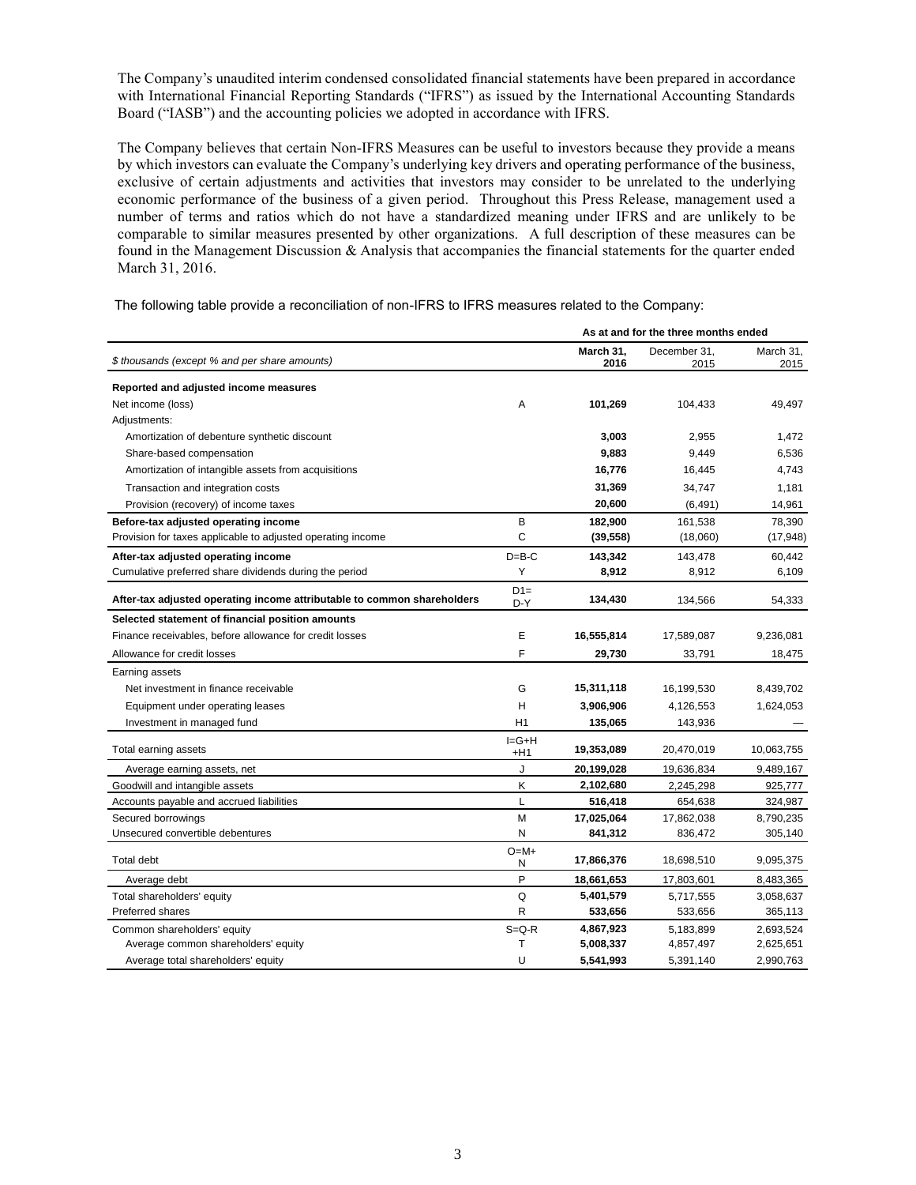The Company's unaudited interim condensed consolidated financial statements have been prepared in accordance with International Financial Reporting Standards ("IFRS") as issued by the International Accounting Standards Board ("IASB") and the accounting policies we adopted in accordance with IFRS.

The Company believes that certain Non-IFRS Measures can be useful to investors because they provide a means by which investors can evaluate the Company's underlying key drivers and operating performance of the business, exclusive of certain adjustments and activities that investors may consider to be unrelated to the underlying economic performance of the business of a given period. Throughout this Press Release, management used a number of terms and ratios which do not have a standardized meaning under IFRS and are unlikely to be comparable to similar measures presented by other organizations. A full description of these measures can be found in the Management Discussion & Analysis that accompanies the financial statements for the quarter ended March 31, 2016.

The following table provide a reconciliation of non-IFRS to IFRS measures related to the Company:

| | | As at and for the three months ended | | |
|---|---|---|---|---|
| *$ thousands (except % and per share amounts)* | | **March 31, 2016** | December 31, 2015 | March 31, 2015 |
| **Reported and adjusted income measures** | | | | |
| Net income (loss) | A | **101,269** | 104,433 | 49,497 |
| Adjustments: | | | | |
| Amortization of debenture synthetic discount | | **3,003** | 2,955 | 1,472 |
| Share-based compensation | | **9,883** | 9,449 | 6,536 |
| Amortization of intangible assets from acquisitions | | **16,776** | 16,445 | 4,743 |
| Transaction and integration costs | | **31,369** | 34,747 | 1,181 |
| Provision (recovery) of income taxes | | **20,600** | (6,491) | 14,961 |
| **Before-tax adjusted operating income** | B | **182,900** | 161,538 | 78,390 |
| Provision for taxes applicable to adjusted operating income | C | **(39,558)** | (18,060) | (17,948) |
| **After-tax adjusted operating income** | D=B-C | **143,342** | 143,478 | 60,442 |
| Cumulative preferred share dividends during the period | Y | **8,912** | 8,912 | 6,109 |
| **After-tax adjusted operating income attributable to common shareholders** | D1=D-Y | **134,430** | 134,566 | 54,333 |
| **Selected statement of financial position amounts** | | | | |
| Finance receivables, before allowance for credit losses | E | **16,555,814** | 17,589,087 | 9,236,081 |
| Allowance for credit losses | F | **29,730** | 33,791 | 18,475 |
| Earning assets | | | | |
| Net investment in finance receivable | G | **15,311,118** | 16,199,530 | 8,439,702 |
| Equipment under operating leases | H | **3,906,906** | 4,126,553 | 1,624,053 |
| Investment in managed fund | H1 | **135,065** | 143,936 | — |
| Total earning assets | I=G+H+H1 | **19,353,089** | 20,470,019 | 10,063,755 |
| Average earning assets, net | J | **20,199,028** | 19,636,834 | 9,489,167 |
| Goodwill and intangible assets | K | **2,102,680** | 2,245,298 | 925,777 |
| Accounts payable and accrued liabilities | L | **516,418** | 654,638 | 324,987 |
| Secured borrowings | M | **17,025,064** | 17,862,038 | 8,790,235 |
| Unsecured convertible debentures | N | **841,312** | 836,472 | 305,140 |
| Total debt | O=M+N | **17,866,376** | 18,698,510 | 9,095,375 |
| Average debt | P | **18,661,653** | 17,803,601 | 8,483,365 |
| Total shareholders' equity | Q | **5,401,579** | 5,717,555 | 3,058,637 |
| Preferred shares | R | **533,656** | 533,656 | 365,113 |
| Common shareholders' equity | S=Q-R | **4,867,923** | 5,183,899 | 2,693,524 |
| Average common shareholders' equity | T | **5,008,337** | 4,857,497 | 2,625,651 |
| Average total shareholders' equity | U | **5,541,993** | 5,391,140 | 2,990,763 |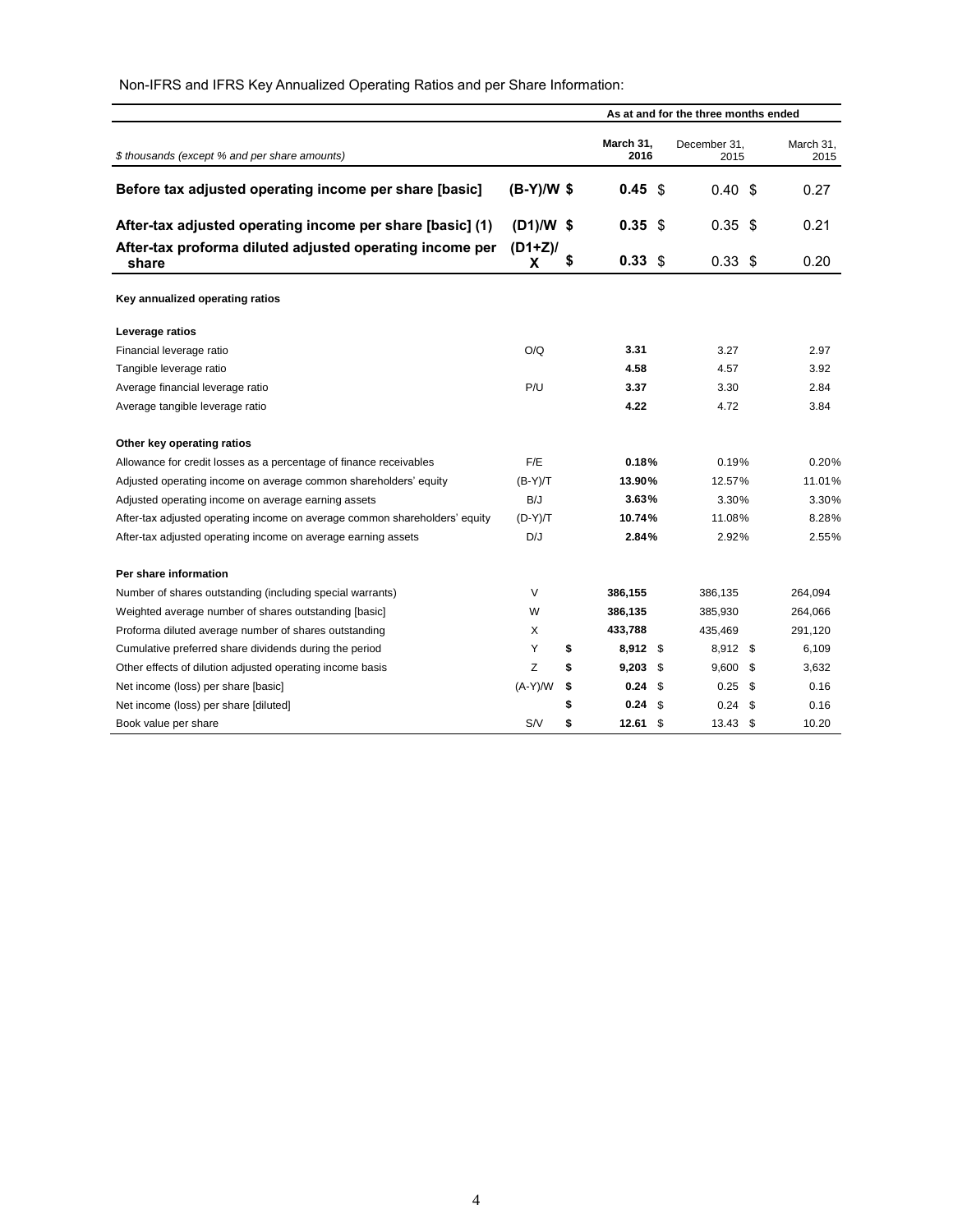Non-IFRS and IFRS Key Annualized Operating Ratios and per Share Information:

| | | As at and for the three months ended | | |
|---|---|---|---|---|
| *$ thousands (except % and per share amounts)* | | **March 31, 2016** | December 31, 2015 | March 31, 2015 |
| **Before tax adjusted operating income per share [basic]** | **(B-Y)/W** | **$ 0.45** | $ 0.40 | $ 0.27 |
| **After-tax adjusted operating income per share [basic] (1)** | **(D1)/W** | **$ 0.35** | $ 0.35 | $ 0.21 |
| **After-tax proforma diluted adjusted operating income per share** | **(D1+Z)/X** | **$ 0.33** | $ 0.33 | $ 0.20 |
| **Key annualized operating ratios** | | | | |
| **Leverage ratios** | | | | |
| Financial leverage ratio | O/Q | **3.31** | 3.27 | 2.97 |
| Tangible leverage ratio | | **4.58** | 4.57 | 3.92 |
| Average financial leverage ratio | P/U | **3.37** | 3.30 | 2.84 |
| Average tangible leverage ratio | | **4.22** | 4.72 | 3.84 |
| **Other key operating ratios** | | | | |
| Allowance for credit losses as a percentage of finance receivables | F/E | **0.18%** | 0.19% | 0.20% |
| Adjusted operating income on average common shareholders' equity | (B-Y)/T | **13.90%** | 12.57% | 11.01% |
| Adjusted operating income on average earning assets | B/J | **3.63%** | 3.30% | 3.30% |
| After-tax adjusted operating income on average common shareholders' equity | (D-Y)/T | **10.74%** | 11.08% | 8.28% |
| After-tax adjusted operating income on average earning assets | D/J | **2.84%** | 2.92% | 2.55% |
| **Per share information** | | | | |
| Number of shares outstanding (including special warrants) | V | **386,155** | 386,135 | 264,094 |
| Weighted average number of shares outstanding [basic] | W | **386,135** | 385,930 | 264,066 |
| Proforma diluted average number of shares outstanding | X | **433,788** | 435,469 | 291,120 |
| Cumulative preferred share dividends during the period | Y | **$ 8,912** | $ 8,912 | $ 6,109 |
| Other effects of dilution adjusted operating income basis | Z | **$ 9,203** | $ 9,600 | $ 3,632 |
| Net income (loss) per share [basic] | (A-Y)/W | **$ 0.24** | $ 0.25 | $ 0.16 |
| Net income (loss) per share [diluted] | | **$ 0.24** | $ 0.24 | $ 0.16 |
| Book value per share | S/V | **$ 12.61** | $ 13.43 | $ 10.20 |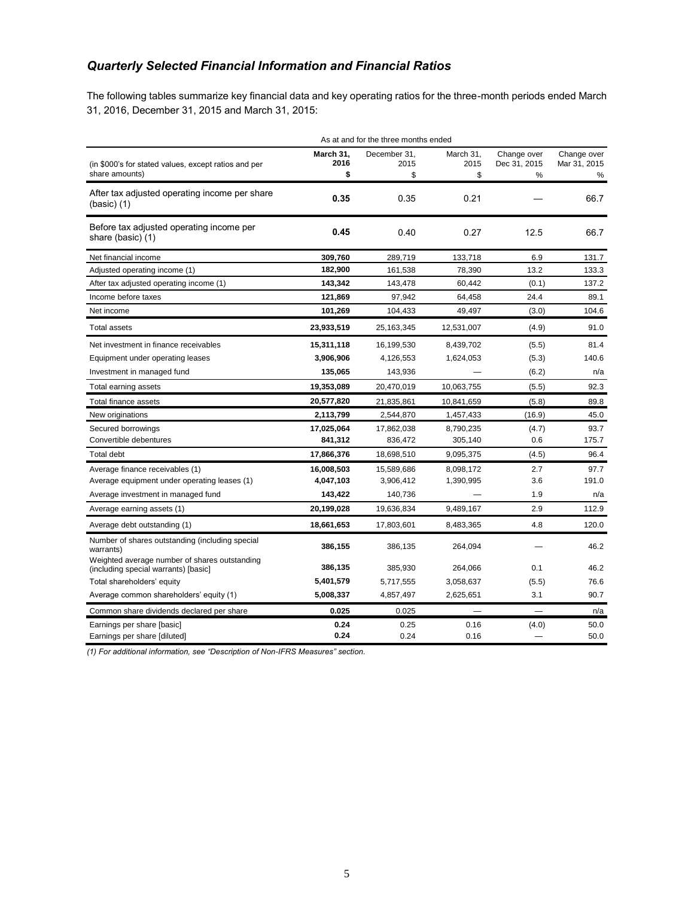## *Quarterly Selected Financial Information and Financial Ratios*

The following tables summarize key financial data and key operating ratios for the three-month periods ended March 31, 2016, December 31, 2015 and March 31, 2015:

| | As at and for the three months ended | | | | |
|---|---|---|---|---|---|
| (in $000's for stated values, except ratios and per share amounts) | **March 31, 2016 $** | December 31, 2015 $ | March 31, 2015 $ | Change over Dec 31, 2015 % | Change over Mar 31, 2015 % |
| After tax adjusted operating income per share (basic) (1) | **0.35** | 0.35 | 0.21 | — | 66.7 |
| Before tax adjusted operating income per share (basic) (1) | **0.45** | 0.40 | 0.27 | 12.5 | 66.7 |
| Net financial income | **309,760** | 289,719 | 133,718 | 6.9 | 131.7 |
| Adjusted operating income (1) | **182,900** | 161,538 | 78,390 | 13.2 | 133.3 |
| After tax adjusted operating income (1) | **143,342** | 143,478 | 60,442 | (0.1) | 137.2 |
| Income before taxes | **121,869** | 97,942 | 64,458 | 24.4 | 89.1 |
| Net income | **101,269** | 104,433 | 49,497 | (3.0) | 104.6 |
| Total assets | **23,933,519** | 25,163,345 | 12,531,007 | (4.9) | 91.0 |
| Net investment in finance receivables | **15,311,118** | 16,199,530 | 8,439,702 | (5.5) | 81.4 |
| Equipment under operating leases | **3,906,906** | 4,126,553 | 1,624,053 | (5.3) | 140.6 |
| Investment in managed fund | **135,065** | 143,936 | — | (6.2) | n/a |
| Total earning assets | **19,353,089** | 20,470,019 | 10,063,755 | (5.5) | 92.3 |
| Total finance assets | **20,577,820** | 21,835,861 | 10,841,659 | (5.8) | 89.8 |
| New originations | **2,113,799** | 2,544,870 | 1,457,433 | (16.9) | 45.0 |
| Secured borrowings | **17,025,064** | 17,862,038 | 8,790,235 | (4.7) | 93.7 |
| Convertible debentures | **841,312** | 836,472 | 305,140 | 0.6 | 175.7 |
| Total debt | **17,866,376** | 18,698,510 | 9,095,375 | (4.5) | 96.4 |
| Average finance receivables (1) | **16,008,503** | 15,589,686 | 8,098,172 | 2.7 | 97.7 |
| Average equipment under operating leases (1) | **4,047,103** | 3,906,412 | 1,390,995 | 3.6 | 191.0 |
| Average investment in managed fund | **143,422** | 140,736 | — | 1.9 | n/a |
| Average earning assets (1) | **20,199,028** | 19,636,834 | 9,489,167 | 2.9 | 112.9 |
| Average debt outstanding (1) | **18,661,653** | 17,803,601 | 8,483,365 | 4.8 | 120.0 |
| Number of shares outstanding (including special warrants) | **386,155** | 386,135 | 264,094 | — | 46.2 |
| Weighted average number of shares outstanding (including special warrants) [basic] | **386,135** | 385,930 | 264,066 | 0.1 | 46.2 |
| Total shareholders' equity | **5,401,579** | 5,717,555 | 3,058,637 | (5.5) | 76.6 |
| Average common shareholders' equity (1) | **5,008,337** | 4,857,497 | 2,625,651 | 3.1 | 90.7 |
| Common share dividends declared per share | **0.025** | 0.025 | — | — | n/a |
| Earnings per share [basic] | **0.24** | 0.25 | 0.16 | (4.0) | 50.0 |
| Earnings per share [diluted] | **0.24** | 0.24 | 0.16 | — | 50.0 |

*(1) For additional information, see "Description of Non-IFRS Measures" section.*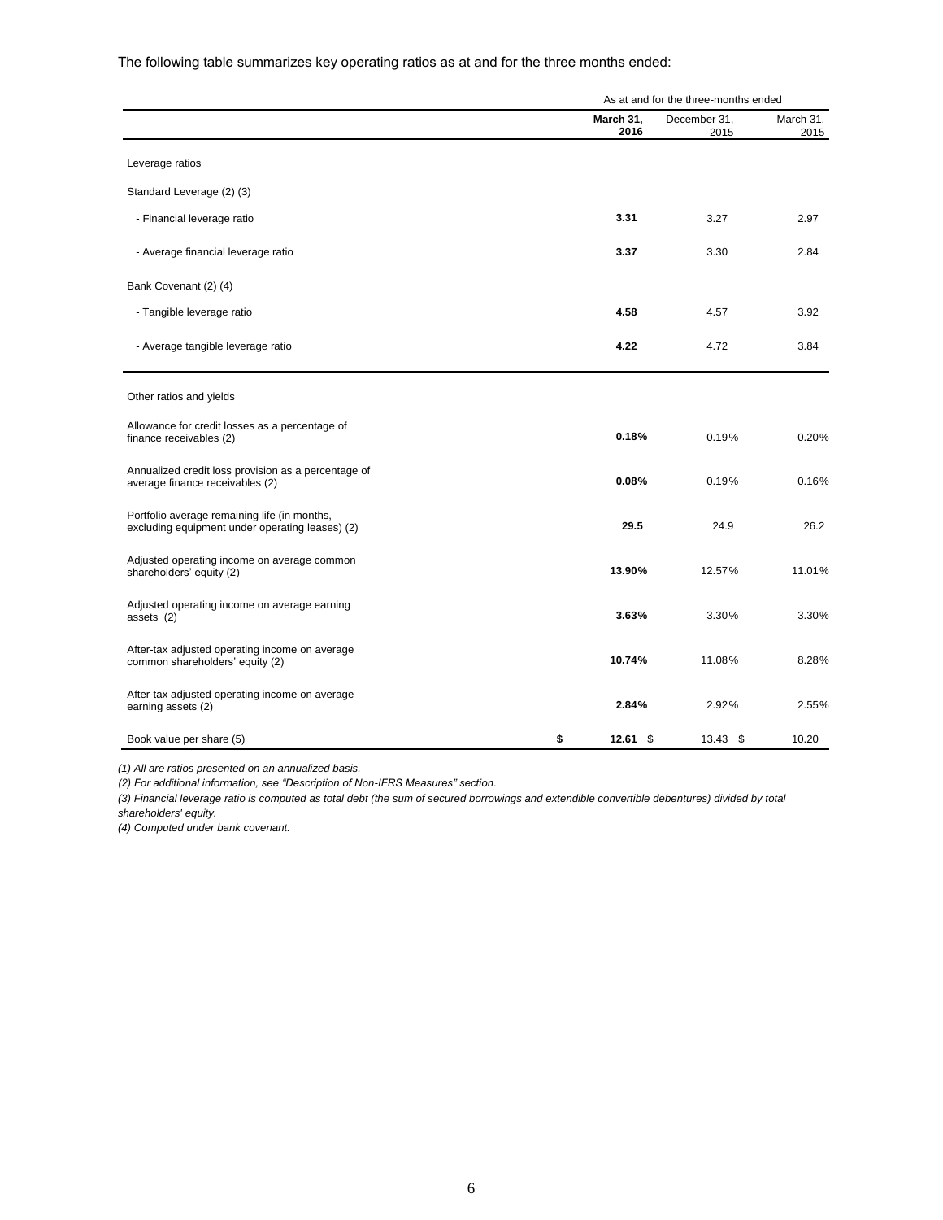The following table summarizes key operating ratios as at and for the three months ended:

| | As at and for the three-months ended | | |
|---|---|---|---|
| | **March 31, 2016** | December 31, 2015 | March 31, 2015 |
| Leverage ratios | | | |
| Standard Leverage (2) (3) | | | |
| - Financial leverage ratio | **3.31** | 3.27 | 2.97 |
| - Average financial leverage ratio | **3.37** | 3.30 | 2.84 |
| Bank Covenant (2) (4) | | | |
| - Tangible leverage ratio | **4.58** | 4.57 | 3.92 |
| - Average tangible leverage ratio | **4.22** | 4.72 | 3.84 |
| Other ratios and yields | | | |
| Allowance for credit losses as a percentage of finance receivables (2) | **0.18%** | 0.19% | 0.20% |
| Annualized credit loss provision as a percentage of average finance receivables (2) | **0.08%** | 0.19% | 0.16% |
| Portfolio average remaining life (in months, excluding equipment under operating leases) (2) | **29.5** | 24.9 | 26.2 |
| Adjusted operating income on average common shareholders' equity (2) | **13.90%** | 12.57% | 11.01% |
| Adjusted operating income on average earning assets (2) | **3.63%** | 3.30% | 3.30% |
| After-tax adjusted operating income on average common shareholders' equity (2) | **10.74%** | 11.08% | 8.28% |
| After-tax adjusted operating income on average earning assets (2) | **2.84%** | 2.92% | 2.55% |
| Book value per share (5) | **$ 12.61** | $ 13.43 | $ 10.20 |

*(1) All are ratios presented on an annualized basis.*

*(2) For additional information, see "Description of Non-IFRS Measures" section.*

*(3) Financial leverage ratio is computed as total debt (the sum of secured borrowings and extendible convertible debentures) divided by total shareholders' equity.*

*(4) Computed under bank covenant.*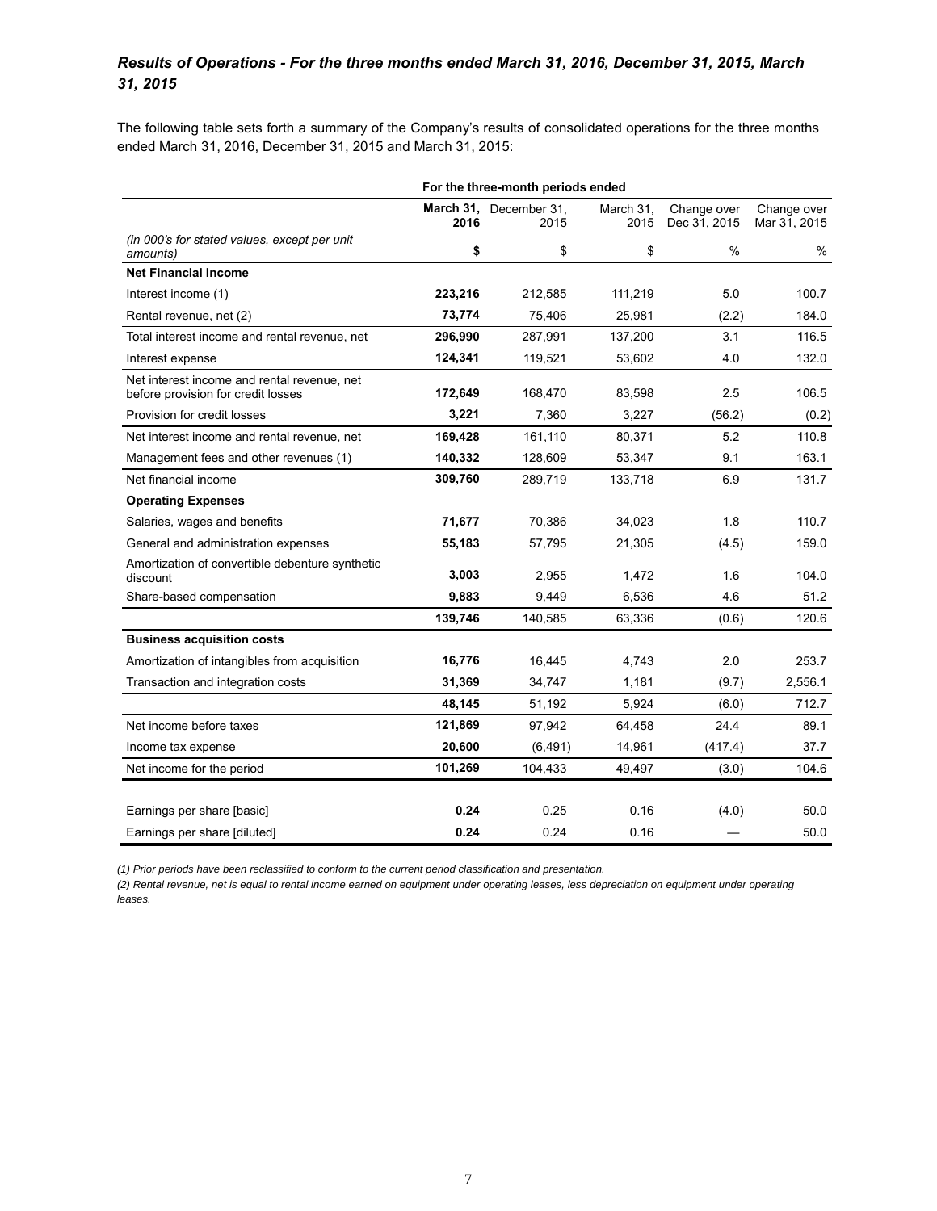### *Results of Operations - For the three months ended March 31, 2016, December 31, 2015, March 31, 2015*

The following table sets forth a summary of the Company's results of consolidated operations for the three months ended March 31, 2016, December 31, 2015 and March 31, 2015:

| | For the three-month periods ended | | | | |
|---|---|---|---|---|---|
| | **March 31, 2016** | December 31, 2015 | March 31, 2015 | Change over Dec 31, 2015 | Change over Mar 31, 2015 |
| *(in 000's for stated values, except per unit amounts)* | **$** | $ | $ | % | % |
| **Net Financial Income** | | | | | |
| Interest income (1) | **223,216** | 212,585 | 111,219 | 5.0 | 100.7 |
| Rental revenue, net (2) | **73,774** | 75,406 | 25,981 | (2.2) | 184.0 |
| Total interest income and rental revenue, net | **296,990** | 287,991 | 137,200 | 3.1 | 116.5 |
| Interest expense | **124,341** | 119,521 | 53,602 | 4.0 | 132.0 |
| Net interest income and rental revenue, net before provision for credit losses | **172,649** | 168,470 | 83,598 | 2.5 | 106.5 |
| Provision for credit losses | **3,221** | 7,360 | 3,227 | (56.2) | (0.2) |
| Net interest income and rental revenue, net | **169,428** | 161,110 | 80,371 | 5.2 | 110.8 |
| Management fees and other revenues (1) | **140,332** | 128,609 | 53,347 | 9.1 | 163.1 |
| Net financial income | **309,760** | 289,719 | 133,718 | 6.9 | 131.7 |
| **Operating Expenses** | | | | | |
| Salaries, wages and benefits | **71,677** | 70,386 | 34,023 | 1.8 | 110.7 |
| General and administration expenses | **55,183** | 57,795 | 21,305 | (4.5) | 159.0 |
| Amortization of convertible debenture synthetic discount | **3,003** | 2,955 | 1,472 | 1.6 | 104.0 |
| Share-based compensation | **9,883** | 9,449 | 6,536 | 4.6 | 51.2 |
| | **139,746** | 140,585 | 63,336 | (0.6) | 120.6 |
| **Business acquisition costs** | | | | | |
| Amortization of intangibles from acquisition | **16,776** | 16,445 | 4,743 | 2.0 | 253.7 |
| Transaction and integration costs | **31,369** | 34,747 | 1,181 | (9.7) | 2,556.1 |
| | **48,145** | 51,192 | 5,924 | (6.0) | 712.7 |
| Net income before taxes | **121,869** | 97,942 | 64,458 | 24.4 | 89.1 |
| Income tax expense | **20,600** | (6,491) | 14,961 | (417.4) | 37.7 |
| Net income for the period | **101,269** | 104,433 | 49,497 | (3.0) | 104.6 |
| | | | | | |
| Earnings per share [basic] | **0.24** | 0.25 | 0.16 | (4.0) | 50.0 |
| Earnings per share [diluted] | **0.24** | 0.24 | 0.16 | — | 50.0 |

*(1) Prior periods have been reclassified to conform to the current period classification and presentation.*

*(2) Rental revenue, net is equal to rental income earned on equipment under operating leases, less depreciation on equipment under operating leases.*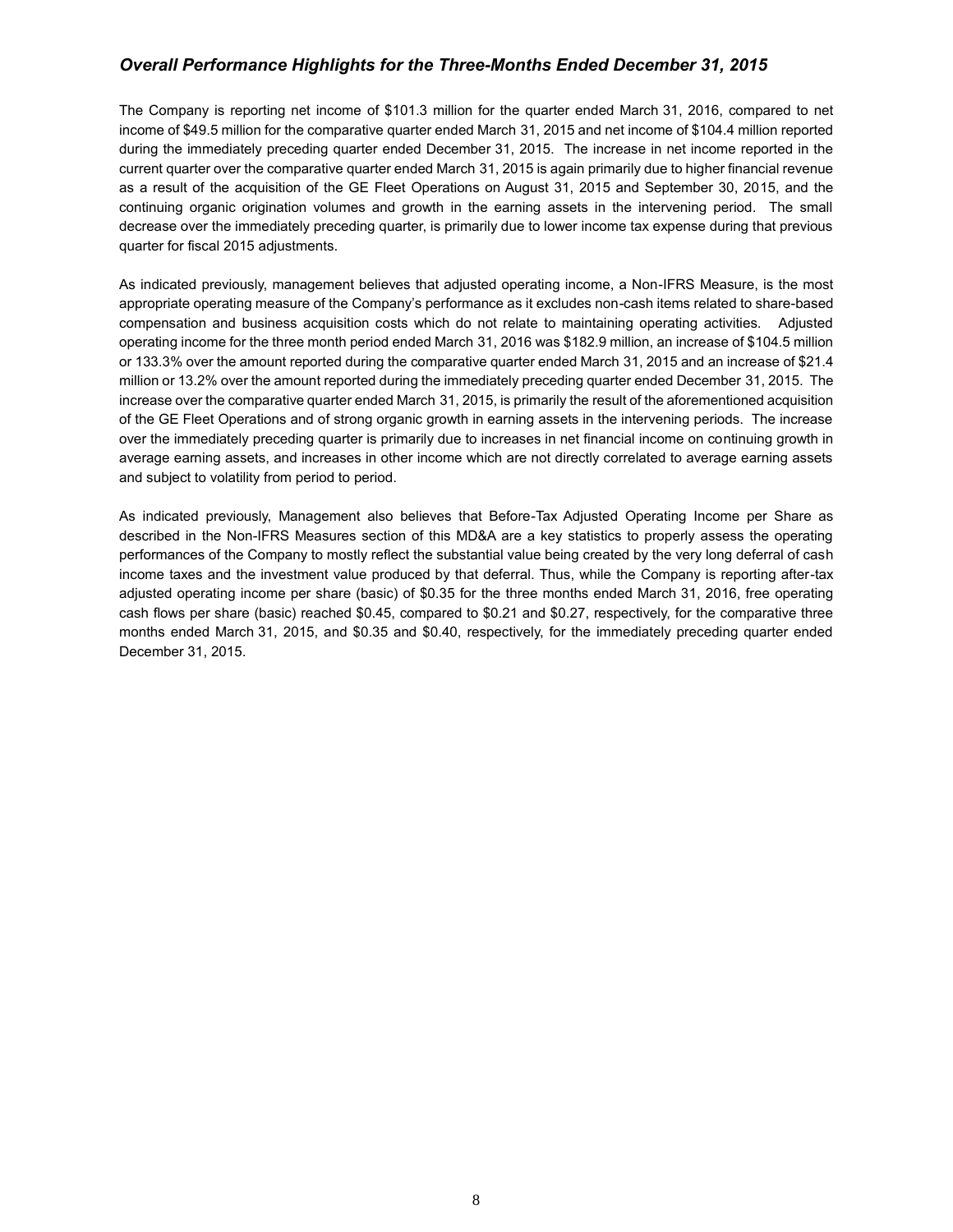### *Overall Performance Highlights for the Three-Months Ended December 31, 2015*

The Company is reporting net income of $101.3 million for the quarter ended March 31, 2016, compared to net income of $49.5 million for the comparative quarter ended March 31, 2015 and net income of $104.4 million reported during the immediately preceding quarter ended December 31, 2015. The increase in net income reported in the current quarter over the comparative quarter ended March 31, 2015 is again primarily due to higher financial revenue as a result of the acquisition of the GE Fleet Operations on August 31, 2015 and September 30, 2015, and the continuing organic origination volumes and growth in the earning assets in the intervening period. The small decrease over the immediately preceding quarter, is primarily due to lower income tax expense during that previous quarter for fiscal 2015 adjustments.

As indicated previously, management believes that adjusted operating income, a Non-IFRS Measure, is the most appropriate operating measure of the Company's performance as it excludes non-cash items related to share-based compensation and business acquisition costs which do not relate to maintaining operating activities. Adjusted operating income for the three month period ended March 31, 2016 was $182.9 million, an increase of $104.5 million or 133.3% over the amount reported during the comparative quarter ended March 31, 2015 and an increase of $21.4 million or 13.2% over the amount reported during the immediately preceding quarter ended December 31, 2015. The increase over the comparative quarter ended March 31, 2015, is primarily the result of the aforementioned acquisition of the GE Fleet Operations and of strong organic growth in earning assets in the intervening periods. The increase over the immediately preceding quarter is primarily due to increases in net financial income on continuing growth in average earning assets, and increases in other income which are not directly correlated to average earning assets and subject to volatility from period to period.

As indicated previously, Management also believes that Before-Tax Adjusted Operating Income per Share as described in the Non-IFRS Measures section of this MD&A are a key statistics to properly assess the operating performances of the Company to mostly reflect the substantial value being created by the very long deferral of cash income taxes and the investment value produced by that deferral. Thus, while the Company is reporting after-tax adjusted operating income per share (basic) of $0.35 for the three months ended March 31, 2016, free operating cash flows per share (basic) reached $0.45, compared to $0.21 and $0.27, respectively, for the comparative three months ended March 31, 2015, and $0.35 and $0.40, respectively, for the immediately preceding quarter ended December 31, 2015.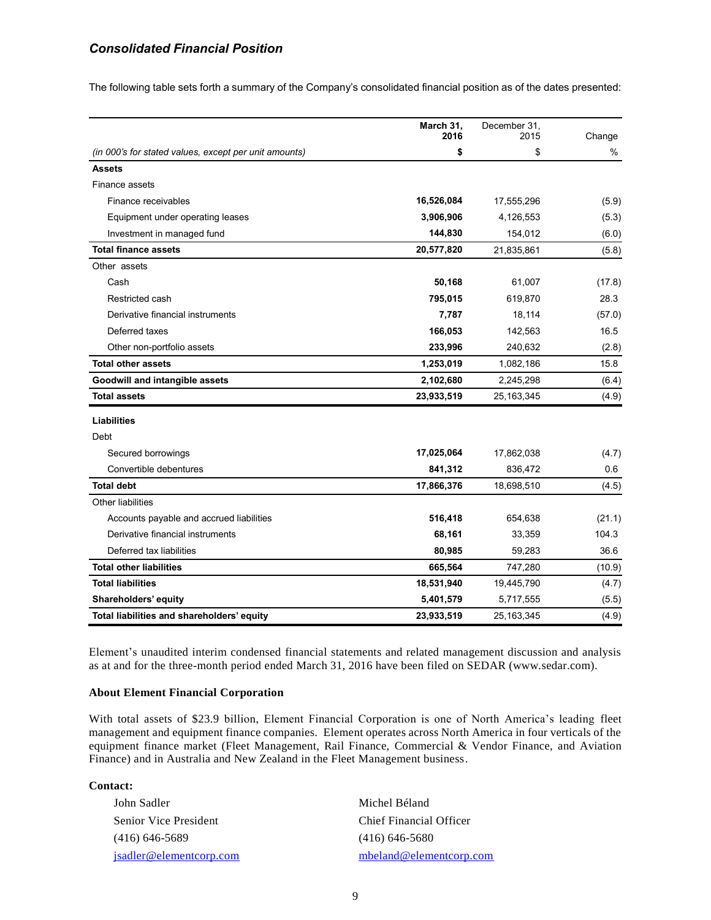## *Consolidated Financial Position*

The following table sets forth a summary of the Company's consolidated financial position as of the dates presented:

| *(in 000's for stated values, except per unit amounts)* | **March 31, 2016** **$** | December 31, 2015 $ | Change % |
|---|---|---|---|
| **Assets** | | | |
| Finance assets | | | |
| Finance receivables | **16,526,084** | 17,555,296 | (5.9) |
| Equipment under operating leases | **3,906,906** | 4,126,553 | (5.3) |
| Investment in managed fund | **144,830** | 154,012 | (6.0) |
| **Total finance assets** | **20,577,820** | 21,835,861 | (5.8) |
| Other assets | | | |
| Cash | **50,168** | 61,007 | (17.8) |
| Restricted cash | **795,015** | 619,870 | 28.3 |
| Derivative financial instruments | **7,787** | 18,114 | (57.0) |
| Deferred taxes | **166,053** | 142,563 | 16.5 |
| Other non-portfolio assets | **233,996** | 240,632 | (2.8) |
| **Total other assets** | **1,253,019** | 1,082,186 | 15.8 |
| **Goodwill and intangible assets** | **2,102,680** | 2,245,298 | (6.4) |
| **Total assets** | **23,933,519** | 25,163,345 | (4.9) |
| **Liabilities** | | | |
| Debt | | | |
| Secured borrowings | **17,025,064** | 17,862,038 | (4.7) |
| Convertible debentures | **841,312** | 836,472 | 0.6 |
| **Total debt** | **17,866,376** | 18,698,510 | (4.5) |
| Other liabilities | | | |
| Accounts payable and accrued liabilities | **516,418** | 654,638 | (21.1) |
| Derivative financial instruments | **68,161** | 33,359 | 104.3 |
| Deferred tax liabilities | **80,985** | 59,283 | 36.6 |
| **Total other liabilities** | **665,564** | 747,280 | (10.9) |
| **Total liabilities** | **18,531,940** | 19,445,790 | (4.7) |
| **Shareholders' equity** | **5,401,579** | 5,717,555 | (5.5) |
| **Total liabilities and shareholders' equity** | **23,933,519** | 25,163,345 | (4.9) |

Element's unaudited interim condensed financial statements and related management discussion and analysis as at and for the three-month period ended March 31, 2016 have been filed on SEDAR (www.sedar.com).

**About Element Financial Corporation**

With total assets of $23.9 billion, Element Financial Corporation is one of North America's leading fleet management and equipment finance companies. Element operates across North America in four verticals of the equipment finance market (Fleet Management, Rail Finance, Commercial & Vendor Finance, and Aviation Finance) and in Australia and New Zealand in the Fleet Management business.

**Contact:**

John Sadler
Senior Vice President
(416) 646-5689
jsadler@elementcorp.com

Michel Béland
Chief Financial Officer
(416) 646-5680
mbeland@elementcorp.com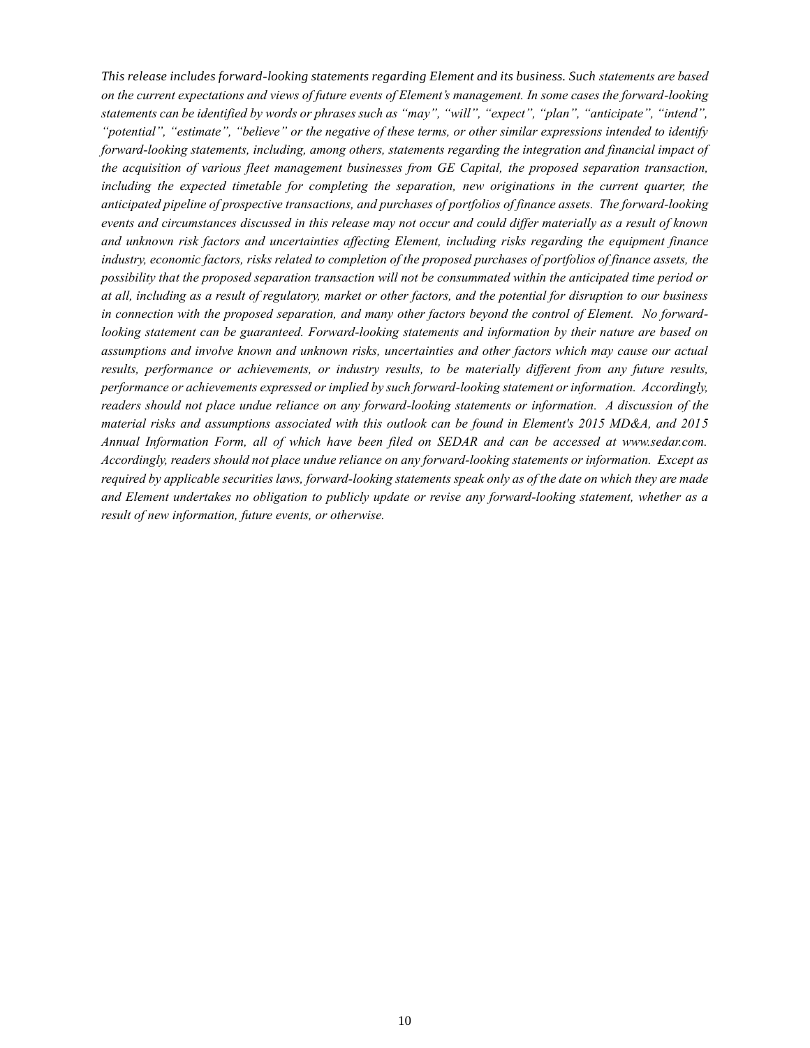*This release includes forward-looking statements regarding Element and its business. Such statements are based on the current expectations and views of future events of Element's management. In some cases the forward-looking statements can be identified by words or phrases such as "may", "will", "expect", "plan", "anticipate", "intend", "potential", "estimate", "believe" or the negative of these terms, or other similar expressions intended to identify forward-looking statements, including, among others, statements regarding the integration and financial impact of the acquisition of various fleet management businesses from GE Capital, the proposed separation transaction, including the expected timetable for completing the separation, new originations in the current quarter, the anticipated pipeline of prospective transactions, and purchases of portfolios of finance assets. The forward-looking events and circumstances discussed in this release may not occur and could differ materially as a result of known and unknown risk factors and uncertainties affecting Element, including risks regarding the equipment finance industry, economic factors, risks related to completion of the proposed purchases of portfolios of finance assets, the possibility that the proposed separation transaction will not be consummated within the anticipated time period or at all, including as a result of regulatory, market or other factors, and the potential for disruption to our business in connection with the proposed separation, and many other factors beyond the control of Element. No forward-looking statement can be guaranteed. Forward-looking statements and information by their nature are based on assumptions and involve known and unknown risks, uncertainties and other factors which may cause our actual results, performance or achievements, or industry results, to be materially different from any future results, performance or achievements expressed or implied by such forward-looking statement or information. Accordingly, readers should not place undue reliance on any forward-looking statements or information. A discussion of the material risks and assumptions associated with this outlook can be found in Element's 2015 MD&A, and 2015 Annual Information Form, all of which have been filed on SEDAR and can be accessed at www.sedar.com. Accordingly, readers should not place undue reliance on any forward-looking statements or information. Except as required by applicable securities laws, forward-looking statements speak only as of the date on which they are made and Element undertakes no obligation to publicly update or revise any forward-looking statement, whether as a result of new information, future events, or otherwise.*